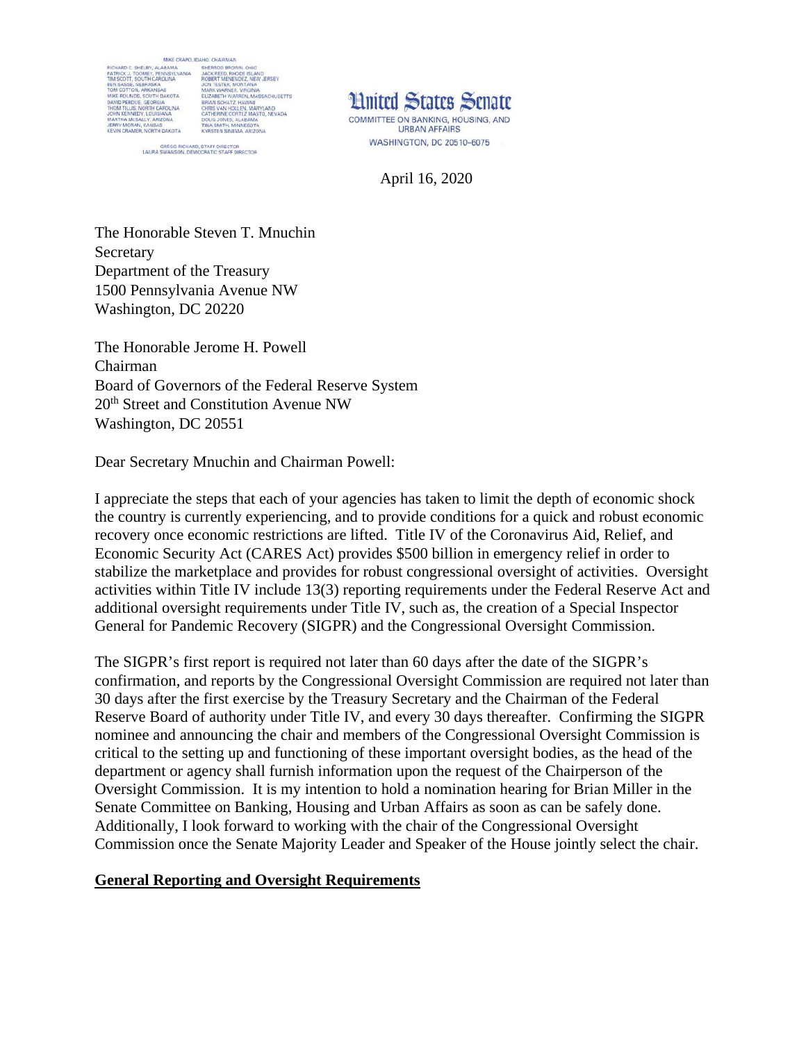MIKE CRAPO, IDAHO, CHAIRMAN

RICHARD C. SHELBY, ALABAMA
PATRICK J. TOOMEY, PENNSYLVANIA
TIM SCOTT, SOUTH CAROLINA
BEN SASSE, NEBRASKA
TOM COTTON, ARKANSAS
MIKE ROUNDS, SOUTH DAKOTA
DAVID PERDUE, GEORGIA
THOM TILLIS, NORTH CAROLINA
JOHN KENNEDY, LOUISIANA
MARTHA McSALLY, ARIZONA
JERRY MORAN, KANSAS
KEVIN CRAMER, NORTH DAKOTA

SHERROD BROWN, OHIO
JACK REED, RHODE ISLAND
ROBERT MENENDEZ, NEW JERSEY
JON TESTER, MONTANA
MARK WARNER, VIRGINIA
ELIZABETH WARREN, MASSACHUSETTS
BRIAN SCHATZ, HAWAII
CHRIS VAN HOLLEN, MARYLAND
CATHERINE CORTEZ MASTO, NEVADA
DOUG JONES, ALABAMA
TINA SMITH, MINNESOTA
KYRSTEN SINEMA, ARIZONA

GREGG RICHARD, STAFF DIRECTOR
LAURA SWANSON, DEMOCRATIC STAFF DIRECTOR

United States Senate
COMMITTEE ON BANKING, HOUSING, AND URBAN AFFAIRS
WASHINGTON, DC 20510-6075

April 16, 2020

The Honorable Steven T. Mnuchin
Secretary
Department of the Treasury
1500 Pennsylvania Avenue NW
Washington, DC 20220

The Honorable Jerome H. Powell
Chairman
Board of Governors of the Federal Reserve System
20th Street and Constitution Avenue NW
Washington, DC 20551

Dear Secretary Mnuchin and Chairman Powell:

I appreciate the steps that each of your agencies has taken to limit the depth of economic shock the country is currently experiencing, and to provide conditions for a quick and robust economic recovery once economic restrictions are lifted. Title IV of the Coronavirus Aid, Relief, and Economic Security Act (CARES Act) provides $500 billion in emergency relief in order to stabilize the marketplace and provides for robust congressional oversight of activities. Oversight activities within Title IV include 13(3) reporting requirements under the Federal Reserve Act and additional oversight requirements under Title IV, such as, the creation of a Special Inspector General for Pandemic Recovery (SIGPR) and the Congressional Oversight Commission.

The SIGPR's first report is required not later than 60 days after the date of the SIGPR's confirmation, and reports by the Congressional Oversight Commission are required not later than 30 days after the first exercise by the Treasury Secretary and the Chairman of the Federal Reserve Board of authority under Title IV, and every 30 days thereafter. Confirming the SIGPR nominee and announcing the chair and members of the Congressional Oversight Commission is critical to the setting up and functioning of these important oversight bodies, as the head of the department or agency shall furnish information upon the request of the Chairperson of the Oversight Commission. It is my intention to hold a nomination hearing for Brian Miller in the Senate Committee on Banking, Housing and Urban Affairs as soon as can be safely done. Additionally, I look forward to working with the chair of the Congressional Oversight Commission once the Senate Majority Leader and Speaker of the House jointly select the chair.

**General Reporting and Oversight Requirements**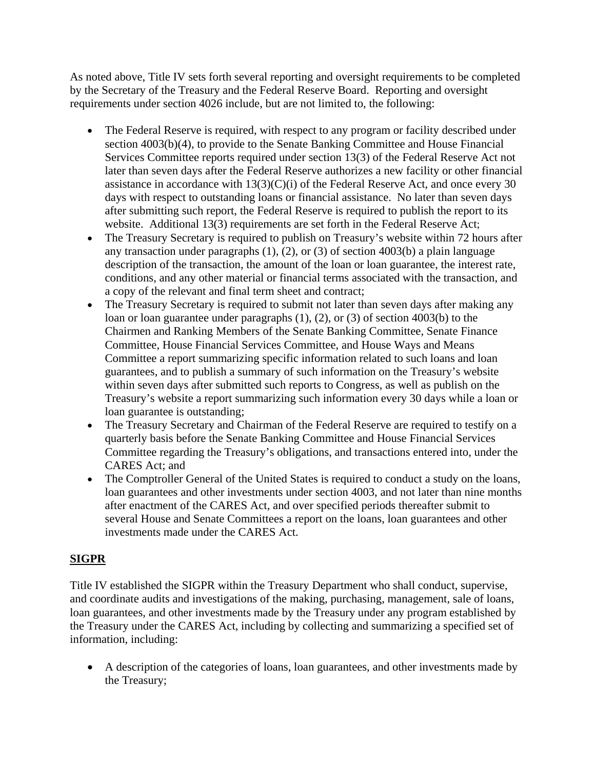As noted above, Title IV sets forth several reporting and oversight requirements to be completed by the Secretary of the Treasury and the Federal Reserve Board. Reporting and oversight requirements under section 4026 include, but are not limited to, the following:

- The Federal Reserve is required, with respect to any program or facility described under section 4003(b)(4), to provide to the Senate Banking Committee and House Financial Services Committee reports required under section 13(3) of the Federal Reserve Act not later than seven days after the Federal Reserve authorizes a new facility or other financial assistance in accordance with 13(3)(C)(i) of the Federal Reserve Act, and once every 30 days with respect to outstanding loans or financial assistance. No later than seven days after submitting such report, the Federal Reserve is required to publish the report to its website. Additional 13(3) requirements are set forth in the Federal Reserve Act;
- The Treasury Secretary is required to publish on Treasury's website within 72 hours after any transaction under paragraphs (1), (2), or (3) of section 4003(b) a plain language description of the transaction, the amount of the loan or loan guarantee, the interest rate, conditions, and any other material or financial terms associated with the transaction, and a copy of the relevant and final term sheet and contract;
- The Treasury Secretary is required to submit not later than seven days after making any loan or loan guarantee under paragraphs (1), (2), or (3) of section 4003(b) to the Chairmen and Ranking Members of the Senate Banking Committee, Senate Finance Committee, House Financial Services Committee, and House Ways and Means Committee a report summarizing specific information related to such loans and loan guarantees, and to publish a summary of such information on the Treasury's website within seven days after submitted such reports to Congress, as well as publish on the Treasury's website a report summarizing such information every 30 days while a loan or loan guarantee is outstanding;
- The Treasury Secretary and Chairman of the Federal Reserve are required to testify on a quarterly basis before the Senate Banking Committee and House Financial Services Committee regarding the Treasury's obligations, and transactions entered into, under the CARES Act; and
- The Comptroller General of the United States is required to conduct a study on the loans, loan guarantees and other investments under section 4003, and not later than nine months after enactment of the CARES Act, and over specified periods thereafter submit to several House and Senate Committees a report on the loans, loan guarantees and other investments made under the CARES Act.

**SIGPR**

Title IV established the SIGPR within the Treasury Department who shall conduct, supervise, and coordinate audits and investigations of the making, purchasing, management, sale of loans, loan guarantees, and other investments made by the Treasury under any program established by the Treasury under the CARES Act, including by collecting and summarizing a specified set of information, including:

- A description of the categories of loans, loan guarantees, and other investments made by the Treasury;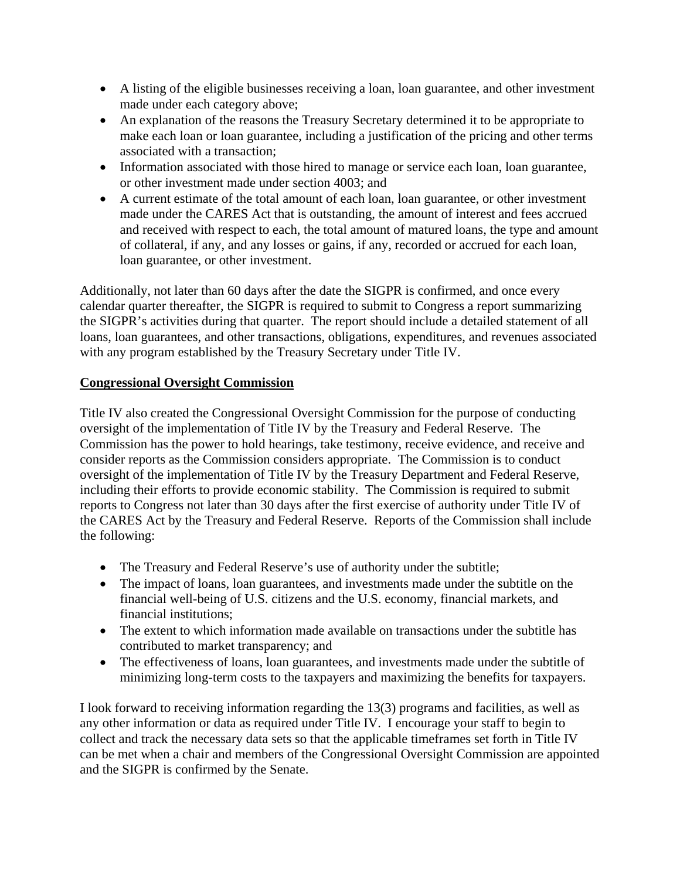- A listing of the eligible businesses receiving a loan, loan guarantee, and other investment made under each category above;
- An explanation of the reasons the Treasury Secretary determined it to be appropriate to make each loan or loan guarantee, including a justification of the pricing and other terms associated with a transaction;
- Information associated with those hired to manage or service each loan, loan guarantee, or other investment made under section 4003; and
- A current estimate of the total amount of each loan, loan guarantee, or other investment made under the CARES Act that is outstanding, the amount of interest and fees accrued and received with respect to each, the total amount of matured loans, the type and amount of collateral, if any, and any losses or gains, if any, recorded or accrued for each loan, loan guarantee, or other investment.

Additionally, not later than 60 days after the date the SIGPR is confirmed, and once every calendar quarter thereafter, the SIGPR is required to submit to Congress a report summarizing the SIGPR's activities during that quarter. The report should include a detailed statement of all loans, loan guarantees, and other transactions, obligations, expenditures, and revenues associated with any program established by the Treasury Secretary under Title IV.

**Congressional Oversight Commission**

Title IV also created the Congressional Oversight Commission for the purpose of conducting oversight of the implementation of Title IV by the Treasury and Federal Reserve. The Commission has the power to hold hearings, take testimony, receive evidence, and receive and consider reports as the Commission considers appropriate. The Commission is to conduct oversight of the implementation of Title IV by the Treasury Department and Federal Reserve, including their efforts to provide economic stability. The Commission is required to submit reports to Congress not later than 30 days after the first exercise of authority under Title IV of the CARES Act by the Treasury and Federal Reserve. Reports of the Commission shall include the following:

- The Treasury and Federal Reserve's use of authority under the subtitle;
- The impact of loans, loan guarantees, and investments made under the subtitle on the financial well-being of U.S. citizens and the U.S. economy, financial markets, and financial institutions;
- The extent to which information made available on transactions under the subtitle has contributed to market transparency; and
- The effectiveness of loans, loan guarantees, and investments made under the subtitle of minimizing long-term costs to the taxpayers and maximizing the benefits for taxpayers.

I look forward to receiving information regarding the 13(3) programs and facilities, as well as any other information or data as required under Title IV. I encourage your staff to begin to collect and track the necessary data sets so that the applicable timeframes set forth in Title IV can be met when a chair and members of the Congressional Oversight Commission are appointed and the SIGPR is confirmed by the Senate.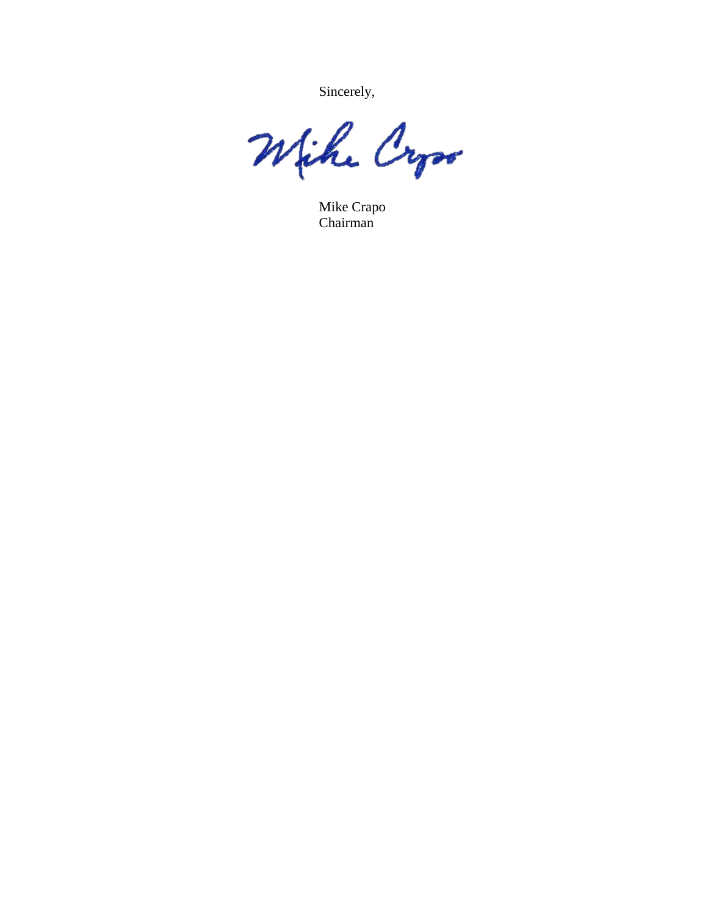Sincerely,

Mike Crapo
Chairman